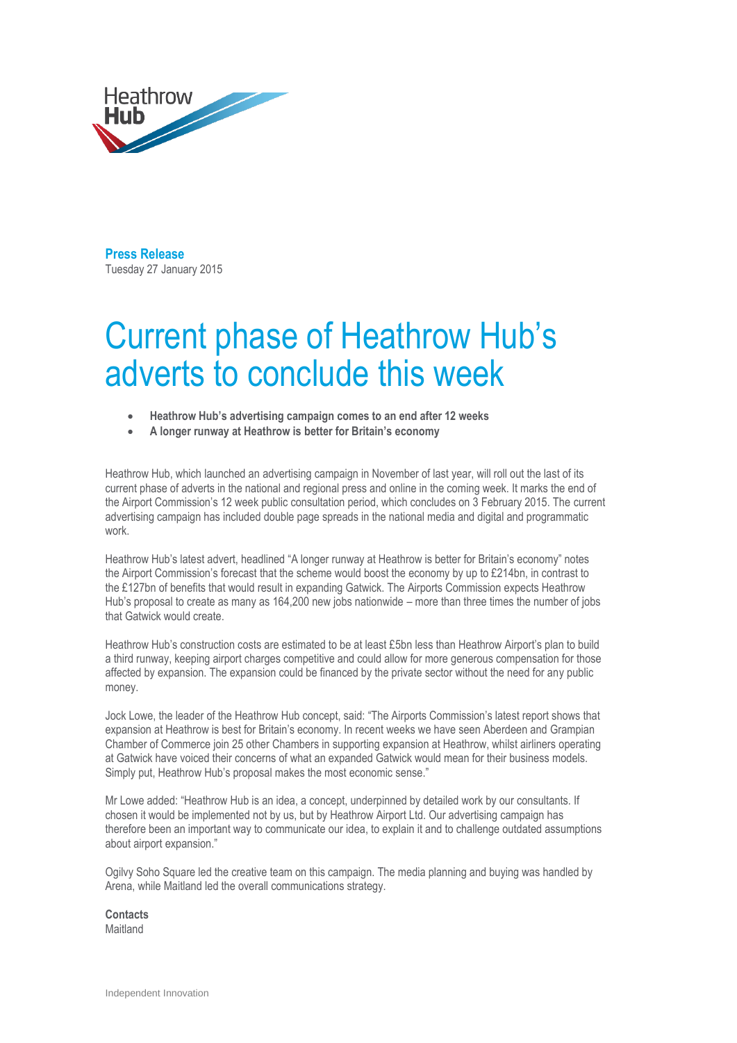Heathrow Hub

**Press Release**
Tuesday 27 January 2015

# Current phase of Heathrow Hub's adverts to conclude this week

- **Heathrow Hub's advertising campaign comes to an end after 12 weeks**
- **A longer runway at Heathrow is better for Britain's economy**

Heathrow Hub, which launched an advertising campaign in November of last year, will roll out the last of its current phase of adverts in the national and regional press and online in the coming week. It marks the end of the Airport Commission's 12 week public consultation period, which concludes on 3 February 2015. The current advertising campaign has included double page spreads in the national media and digital and programmatic work.

Heathrow Hub's latest advert, headlined "A longer runway at Heathrow is better for Britain's economy" notes the Airport Commission's forecast that the scheme would boost the economy by up to £214bn, in contrast to the £127bn of benefits that would result in expanding Gatwick. The Airports Commission expects Heathrow Hub's proposal to create as many as 164,200 new jobs nationwide – more than three times the number of jobs that Gatwick would create.

Heathrow Hub's construction costs are estimated to be at least £5bn less than Heathrow Airport's plan to build a third runway, keeping airport charges competitive and could allow for more generous compensation for those affected by expansion. The expansion could be financed by the private sector without the need for any public money.

Jock Lowe, the leader of the Heathrow Hub concept, said: "The Airports Commission's latest report shows that expansion at Heathrow is best for Britain's economy. In recent weeks we have seen Aberdeen and Grampian Chamber of Commerce join 25 other Chambers in supporting expansion at Heathrow, whilst airliners operating at Gatwick have voiced their concerns of what an expanded Gatwick would mean for their business models. Simply put, Heathrow Hub's proposal makes the most economic sense."

Mr Lowe added: "Heathrow Hub is an idea, a concept, underpinned by detailed work by our consultants. If chosen it would be implemented not by us, but by Heathrow Airport Ltd. Our advertising campaign has therefore been an important way to communicate our idea, to explain it and to challenge outdated assumptions about airport expansion."

Ogilvy Soho Square led the creative team on this campaign. The media planning and buying was handled by Arena, while Maitland led the overall communications strategy.

**Contacts**
Maitland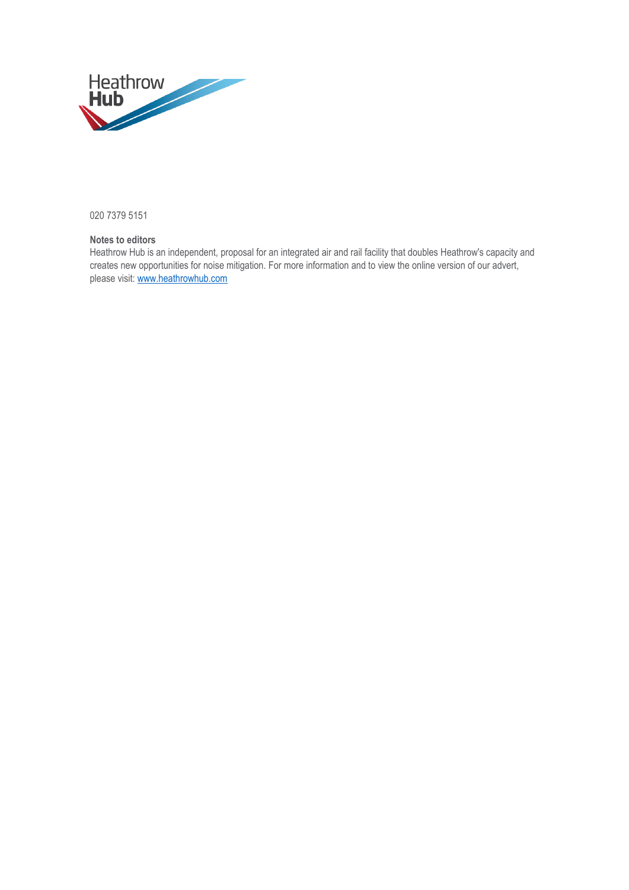020 7379 5151

**Notes to editors**

Heathrow Hub is an independent, proposal for an integrated air and rail facility that doubles Heathrow's capacity and creates new opportunities for noise mitigation. For more information and to view the online version of our advert, please visit: www.heathrowhub.com